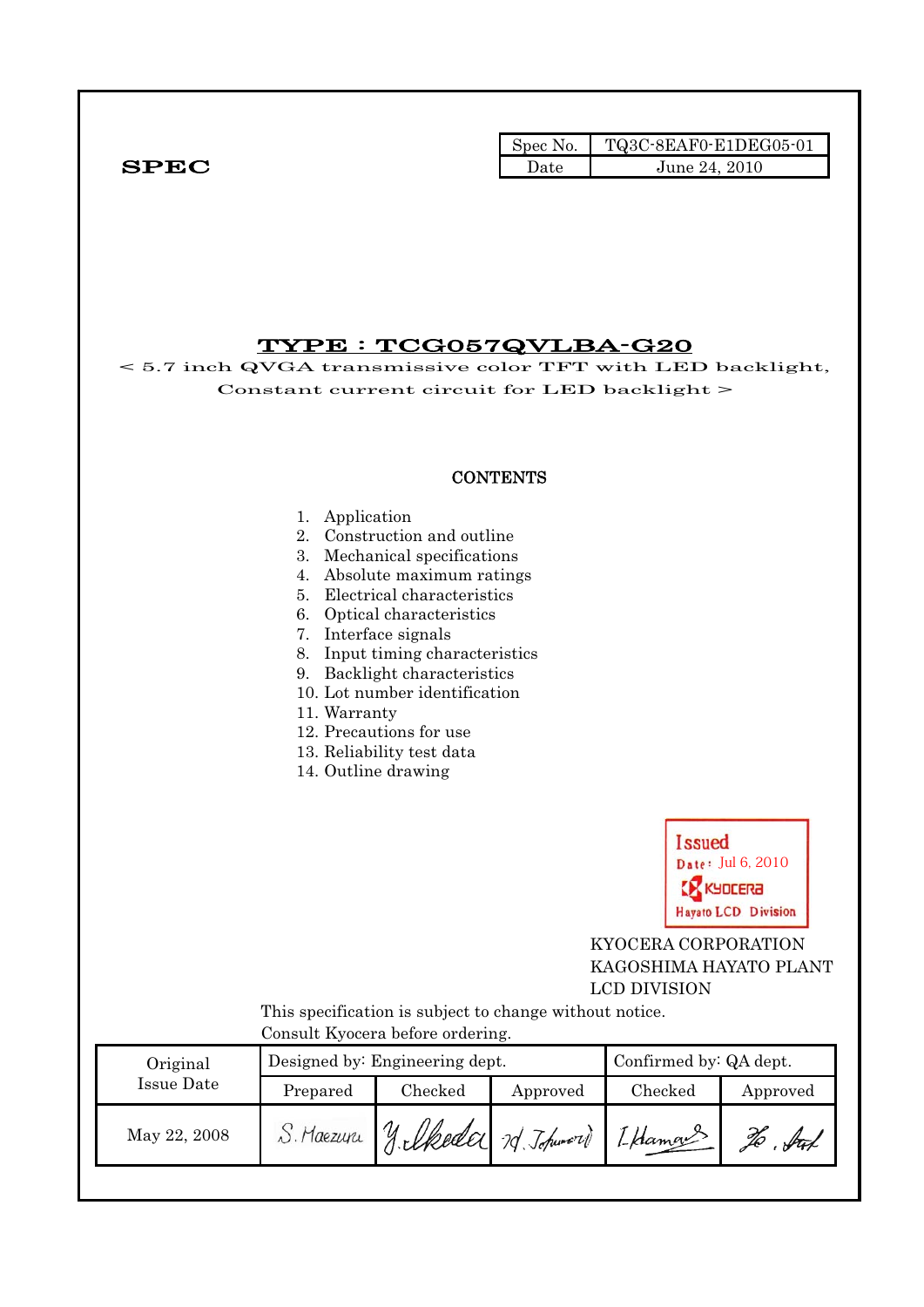**SPEC**

| Spec No. | TQ3C-8EAF0-E1DEG05-01 |
|---|---|
| Date | June 24, 2010 |

# TYPE : TCG057QVLBA-G20

< 5.7 inch QVGA transmissive color TFT with LED backlight, Constant current circuit for LED backlight >

## CONTENTS

1. Application
2. Construction and outline
3. Mechanical specifications
4. Absolute maximum ratings
5. Electrical characteristics
6. Optical characteristics
7. Interface signals
8. Input timing characteristics
9. Backlight characteristics
10. Lot number identification
11. Warranty
12. Precautions for use
13. Reliability test data
14. Outline drawing

Issued
Date: Jul 6, 2010
KYOCERA
Hayato LCD Division

KYOCERA CORPORATION
KAGOSHIMA HAYATO PLANT
LCD DIVISION

This specification is subject to change without notice.
Consult Kyocera before ordering.

| Original Issue Date | Designed by: Engineering dept. | | | Confirmed by: QA dept. | |
|---|---|---|---|---|---|
| | Prepared | Checked | Approved | Checked | Approved |
| May 22, 2008 | S. Maezuru | Y. Ikeda | M. Tohmori | I. Hamano | |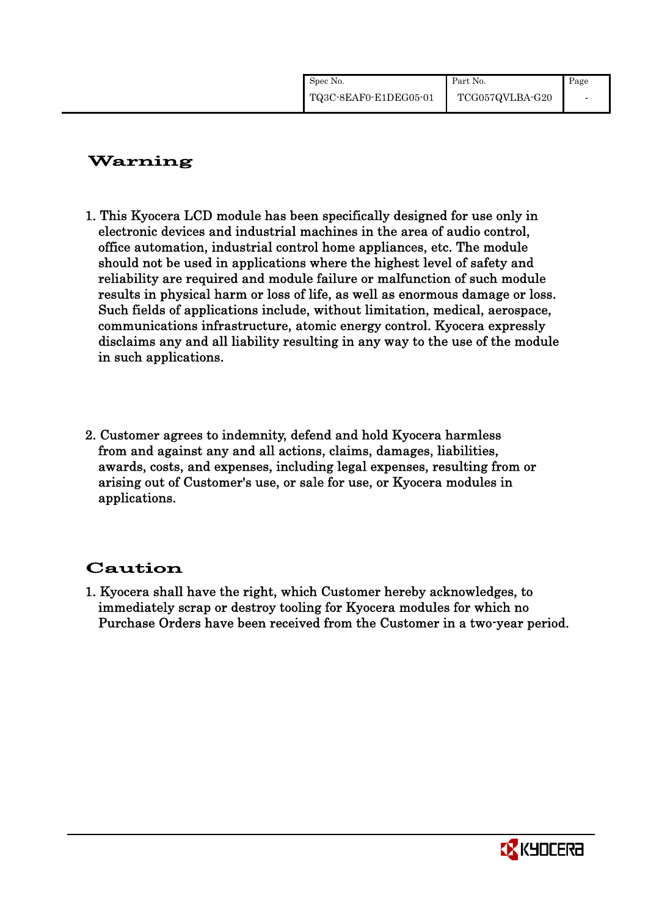## Warning

1. This Kyocera LCD module has been specifically designed for use only in electronic devices and industrial machines in the area of audio control, office automation, industrial control home appliances, etc. The module should not be used in applications where the highest level of safety and reliability are required and module failure or malfunction of such module results in physical harm or loss of life, as well as enormous damage or loss. Such fields of applications include, without limitation, medical, aerospace, communications infrastructure, atomic energy control. Kyocera expressly disclaims any and all liability resulting in any way to the use of the module in such applications.

2. Customer agrees to indemnity, defend and hold Kyocera harmless from and against any and all actions, claims, damages, liabilities, awards, costs, and expenses, including legal expenses, resulting from or arising out of Customer's use, or sale for use, or Kyocera modules in applications.

## Caution

1. Kyocera shall have the right, which Customer hereby acknowledges, to immediately scrap or destroy tooling for Kyocera modules for which no Purchase Orders have been received from the Customer in a two-year period.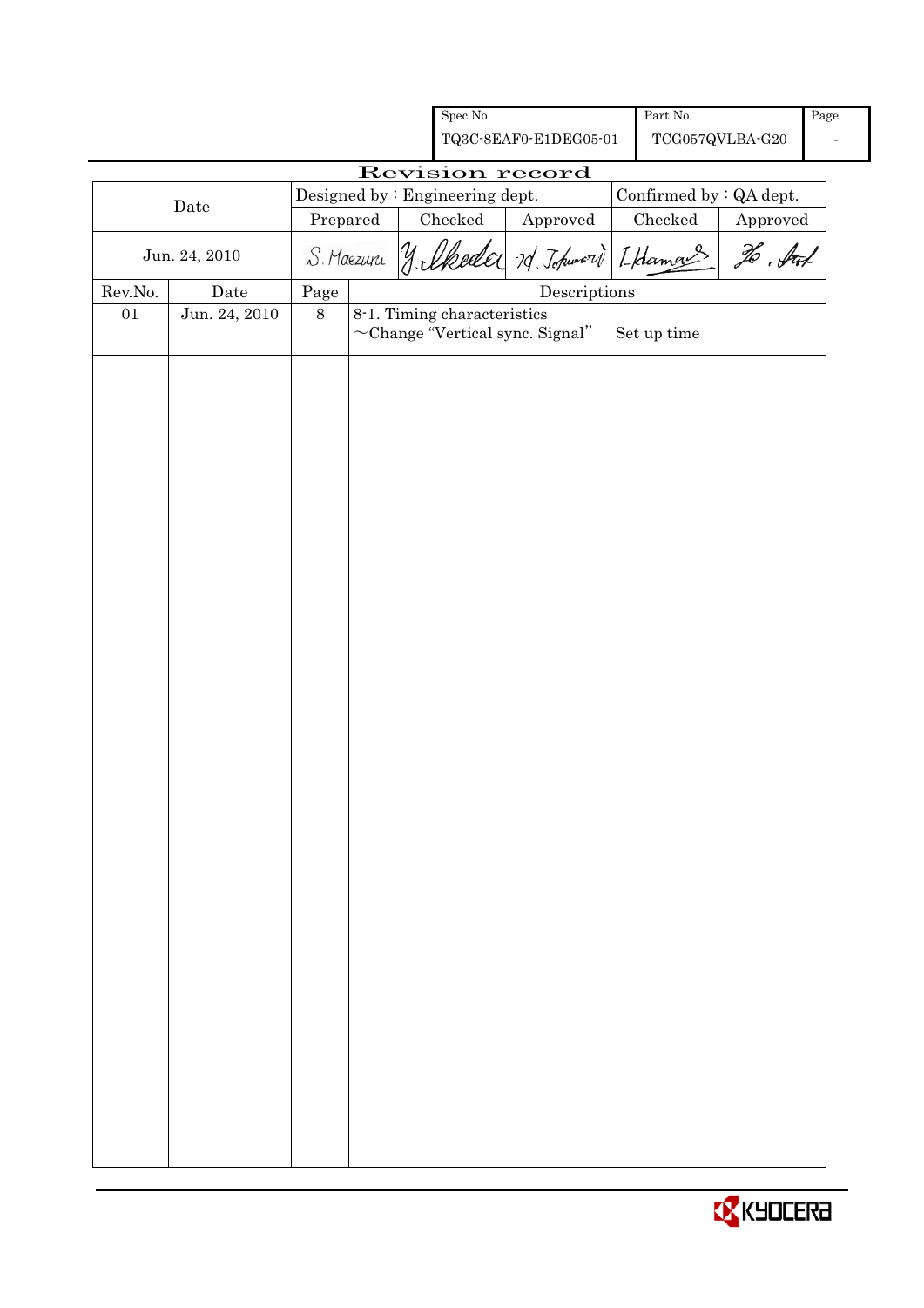| Spec No. | Part No. | Page |
|---|---|---|
| TQ3C-8EAF0-E1DEG05-01 | TCG057QVLBA-G20 | - |

# Revision record

| Date | Designed by : Engineering dept. | | | Confirmed by : QA dept. | |
|---|---|---|---|---|---|
| | Prepared | Checked | Approved | Checked | Approved |
| Jun. 24, 2010 | S. Maezuru | Y. Ikeda | M. Johmori | I. Hamano | Ho. Sat |

| Rev.No. | Date | Page | Descriptions |
|---|---|---|---|
| 01 | Jun. 24, 2010 | 8 | 8-1. Timing characteristics<br>~Change "Vertical sync. Signal" Set up time |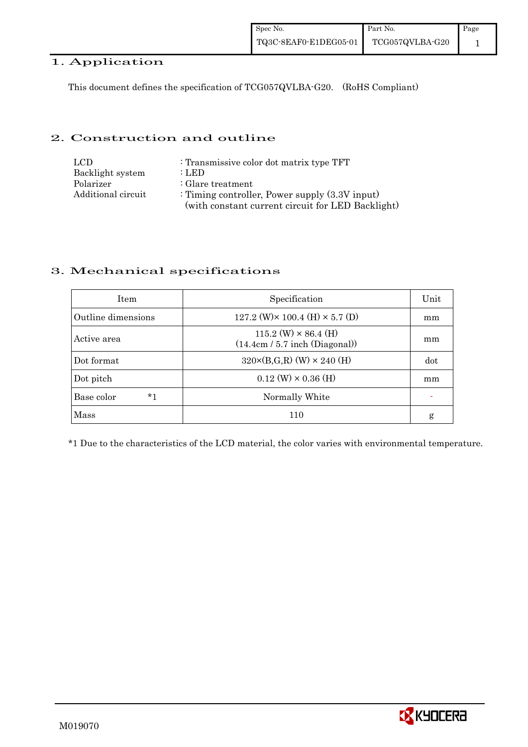## 1. Application

This document defines the specification of TCG057QVLBA-G20.  (RoHS Compliant)

## 2. Construction and outline

| | |
|---|---|
| LCD | : Transmissive color dot matrix type TFT |
| Backlight system | : LED |
| Polarizer | : Glare treatment |
| Additional circuit | : Timing controller, Power supply (3.3V input) (with constant current circuit for LED Backlight) |

## 3. Mechanical specifications

| Item | Specification | Unit |
|---|---|---|
| Outline dimensions | 127.2 (W)× 100.4 (H) × 5.7 (D) | mm |
| Active area | 115.2 (W) × 86.4 (H) (14.4cm / 5.7 inch (Diagonal)) | mm |
| Dot format | 320×(B,G,R) (W) × 240 (H) | dot |
| Dot pitch | 0.12 (W) × 0.36 (H) | mm |
| Base color *1 | Normally White | - |
| Mass | 110 | g |

*1 Due to the characteristics of the LCD material, the color varies with environmental temperature.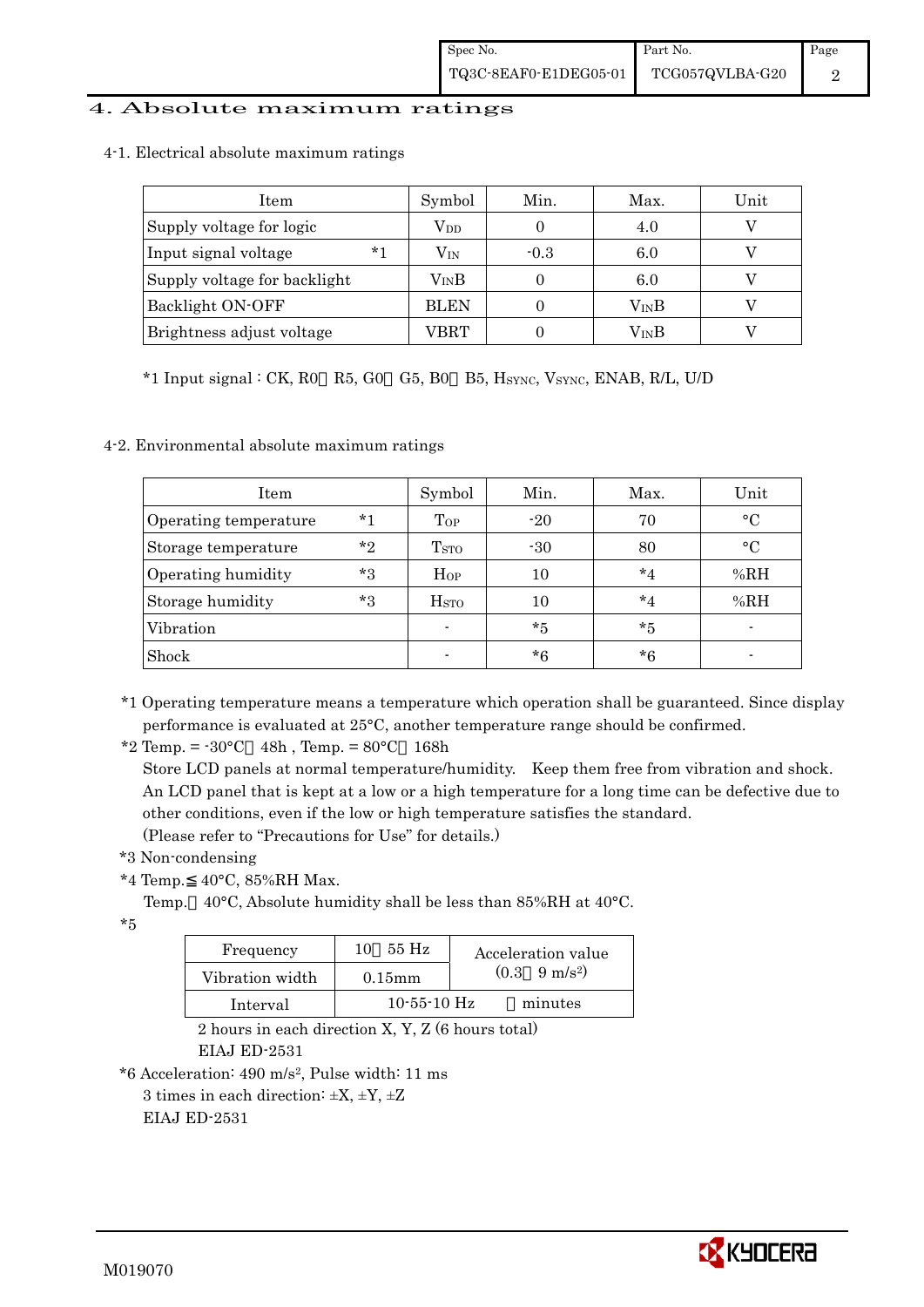# 4. Absolute maximum ratings

## 4-1. Electrical absolute maximum ratings

| Item | Symbol | Min. | Max. | Unit |
|---|---|---|---|---|
| Supply voltage for logic | $V_{DD}$ | 0 | 4.0 | V |
| Input signal voltage *1 | $V_{IN}$ | -0.3 | 6.0 | V |
| Supply voltage for backlight | $V_{IN}B$ | 0 | 6.0 | V |
| Backlight ON-OFF | BLEN | 0 | $V_{IN}B$ | V |
| Brightness adjust voltage | VBRT | 0 | $V_{IN}B$ | V |

*1 Input signal : CK, R0～R5, G0～G5, B0～B5, $H_{SYNC}$, $V_{SYNC}$, ENAB, R/L, U/D

## 4-2. Environmental absolute maximum ratings

| Item | Symbol | Min. | Max. | Unit |
|---|---|---|---|---|
| Operating temperature *1 | $T_{OP}$ | -20 | 70 | °C |
| Storage temperature *2 | $T_{STO}$ | -30 | 80 | °C |
| Operating humidity *3 | $H_{OP}$ | 10 | *4 | %RH |
| Storage humidity *3 | $H_{STO}$ | 10 | *4 | %RH |
| Vibration | - | *5 | *5 | - |
| Shock | - | *6 | *6 | - |

*1 Operating temperature means a temperature which operation shall be guaranteed. Since display performance is evaluated at 25°C, another temperature range should be confirmed.

*2 Temp. = -30°C＜48h , Temp. = 80°C＜168h
Store LCD panels at normal temperature/humidity. Keep them free from vibration and shock.
An LCD panel that is kept at a low or a high temperature for a long time can be defective due to other conditions, even if the low or high temperature satisfies the standard.
(Please refer to "Precautions for Use" for details.)

*3 Non-condensing

*4 Temp.≦40°C, 85%RH Max.
Temp.＞40°C, Absolute humidity shall be less than 85%RH at 40°C.

*5

| Frequency | 10～55 Hz | Acceleration value $(0.3～9\ m/s^2)$ |
|---|---|---|
| Vibration width | 0.15mm | |
| Interval | 10-55-10 Hz　1 minutes | |

2 hours in each direction X, Y, Z (6 hours total)
EIAJ ED-2531

*6 Acceleration: 490 $m/s^2$, Pulse width: 11 ms
3 times in each direction: ±X, ±Y, ±Z
EIAJ ED-2531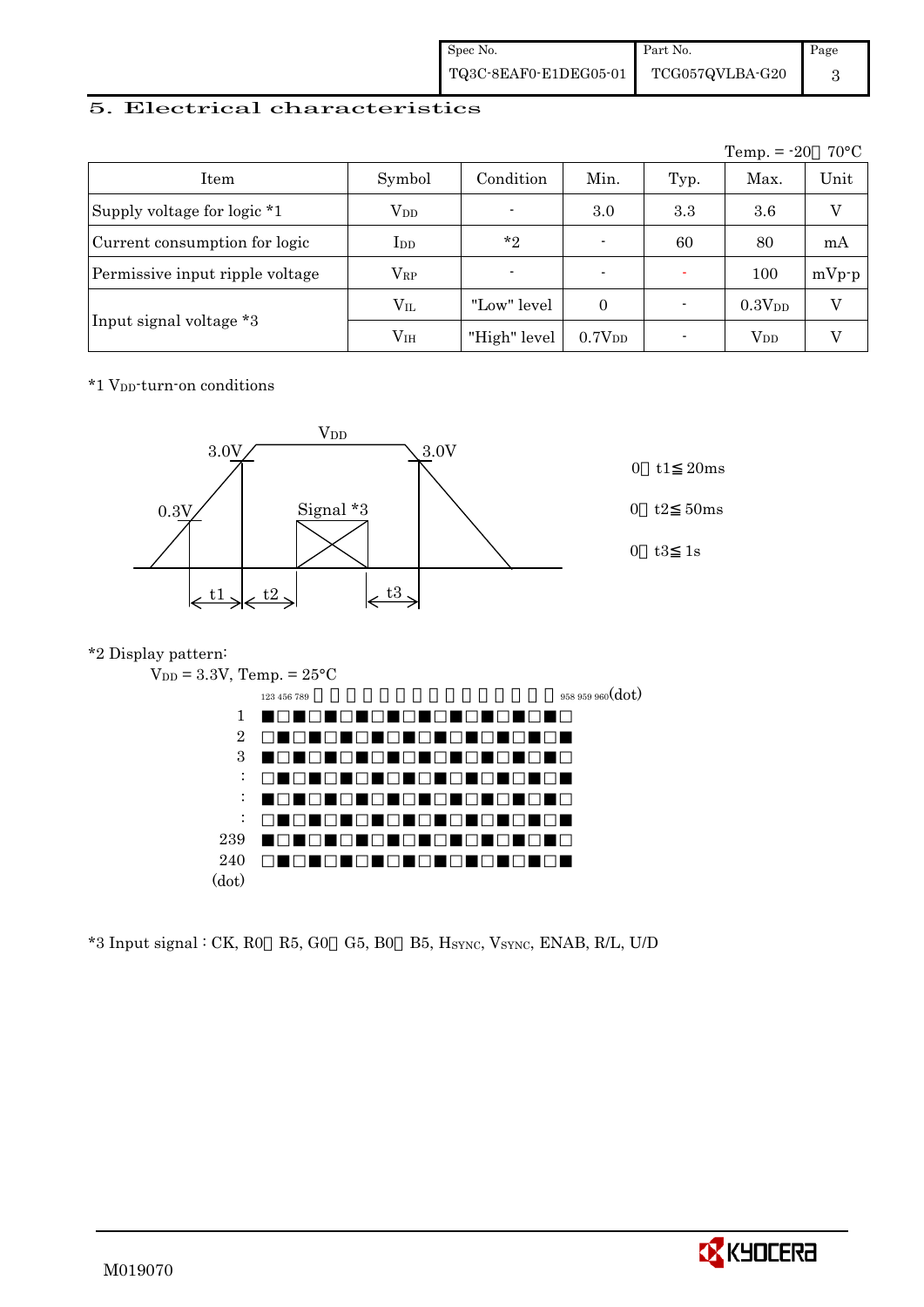## 5. Electrical characteristics

Temp. = -20～70°C

| Item | Symbol | Condition | Min. | Typ. | Max. | Unit |
|---|---|---|---|---|---|---|
| Supply voltage for logic *1 | $V_{DD}$ | - | 3.0 | 3.3 | 3.6 | V |
| Current consumption for logic | $I_{DD}$ | *2 | - | 60 | 80 | mA |
| Permissive input ripple voltage | $V_{RP}$ | - | - | - | 100 | mVp-p |
| Input signal voltage *3 | $V_{IL}$ | "Low" level | 0 | - | $0.3V_{DD}$ | V |
| | $V_{IH}$ | "High" level | $0.7V_{DD}$ | - | $V_{DD}$ | V |

*1 $V_{DD}$-turn-on conditions

$V_{DD}$

3.0V　　3.0V

0.3V　　Signal *3

t1　t2　t3

0＜t1≦20ms

0＜t2≦50ms

0＜t3≦1s

*2 Display pattern:

$V_{DD}$ = 3.3V, Temp. = 25°C

123 456 789 ～ 958 959 960(dot)

| Line | Pattern |
|---|---|
| 1 | ■□■□■□■□■□■□■□■□■□■□ |
| 2 | □■□■□■□■□■□■□■□■□■□■ |
| 3 | ■□■□■□■□■□■□■□■□■□■□ |
| : | □■□■□■□■□■□■□■□■□■□■ |
| : | ■□■□■□■□■□■□■□■□■□■□ |
| : | □■□■□■□■□■□■□■□■□■□■ |
| 239 | ■□■□■□■□■□■□■□■□■□■□ |
| 240 | □■□■□■□■□■□■□■□■□■□■ |

(dot)

*3 Input signal : CK, R0～R5, G0～G5, B0～B5, $H_{SYNC}$, $V_{SYNC}$, ENAB, R/L, U/D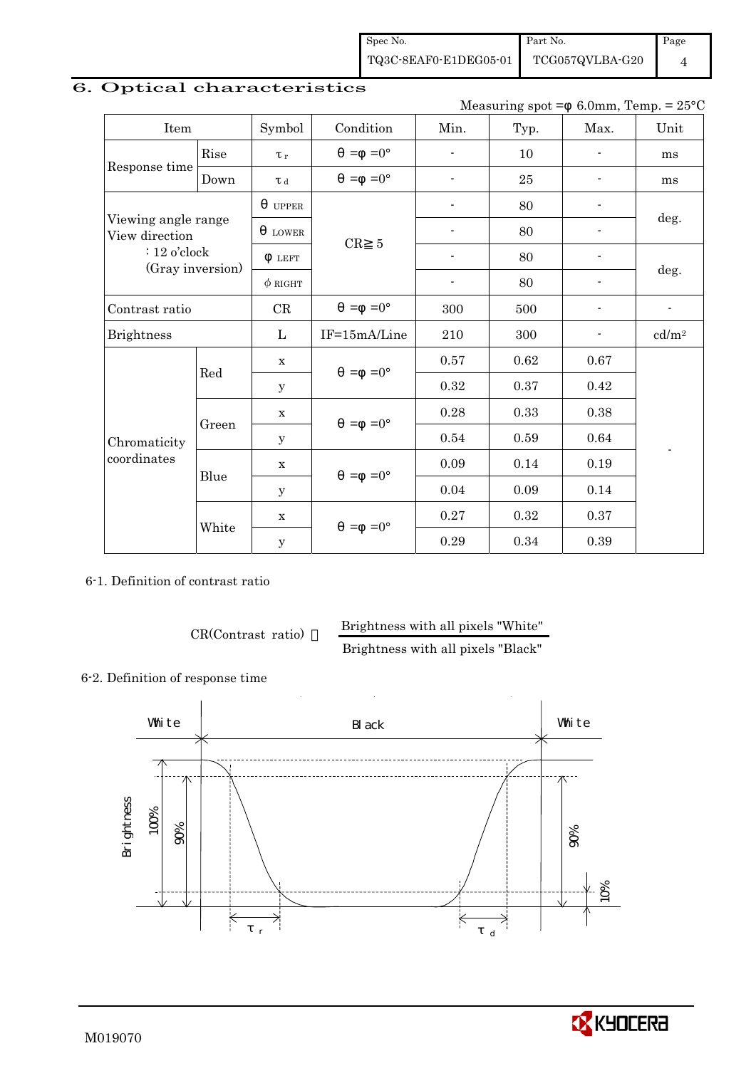## 6. Optical characteristics

Measuring spot =φ 6.0mm, Temp. = 25°C

| Item | | Symbol | Condition | Min. | Typ. | Max. | Unit |
|---|---|---|---|---|---|---|---|
| Response time | Rise | $\tau_r$ | θ =φ =0° | - | 10 | - | ms |
| | Down | $\tau_d$ | θ =φ =0° | - | 25 | - | ms |
| Viewing angle range View direction : 12 o'clock (Gray inversion) | | $\theta_{UPPER}$ | CR≧5 | - | 80 | - | deg. |
| | | $\theta_{LOWER}$ | | - | 80 | - | |
| | | $\phi_{LEFT}$ | | - | 80 | - | deg. |
| | | $\phi_{RIGHT}$ | | - | 80 | - | |
| Contrast ratio | | CR | θ =φ =0° | 300 | 500 | - | - |
| Brightness | | L | IF=15mA/Line | 210 | 300 | - | cd/m² |
| Chromaticity coordinates | Red | x | θ =φ =0° | 0.57 | 0.62 | 0.67 | - |
| | | y | | 0.32 | 0.37 | 0.42 | |
| | Green | x | θ =φ =0° | 0.28 | 0.33 | 0.38 | |
| | | y | | 0.54 | 0.59 | 0.64 | |
| | Blue | x | θ =φ =0° | 0.09 | 0.14 | 0.19 | |
| | | y | | 0.04 | 0.09 | 0.14 | |
| | White | x | θ =φ =0° | 0.27 | 0.32 | 0.37 | |
| | | y | | 0.29 | 0.34 | 0.39 | |

6-1. Definition of contrast ratio

$$CR(\text{Contrast ratio}) = \frac{\text{Brightness with all pixels "White"}}{\text{Brightness with all pixels "Black"}}$$

6-2. Definition of response time

White　Black　White

Brightness　100%　90%　90%　10%

$\tau_r$　$\tau_d$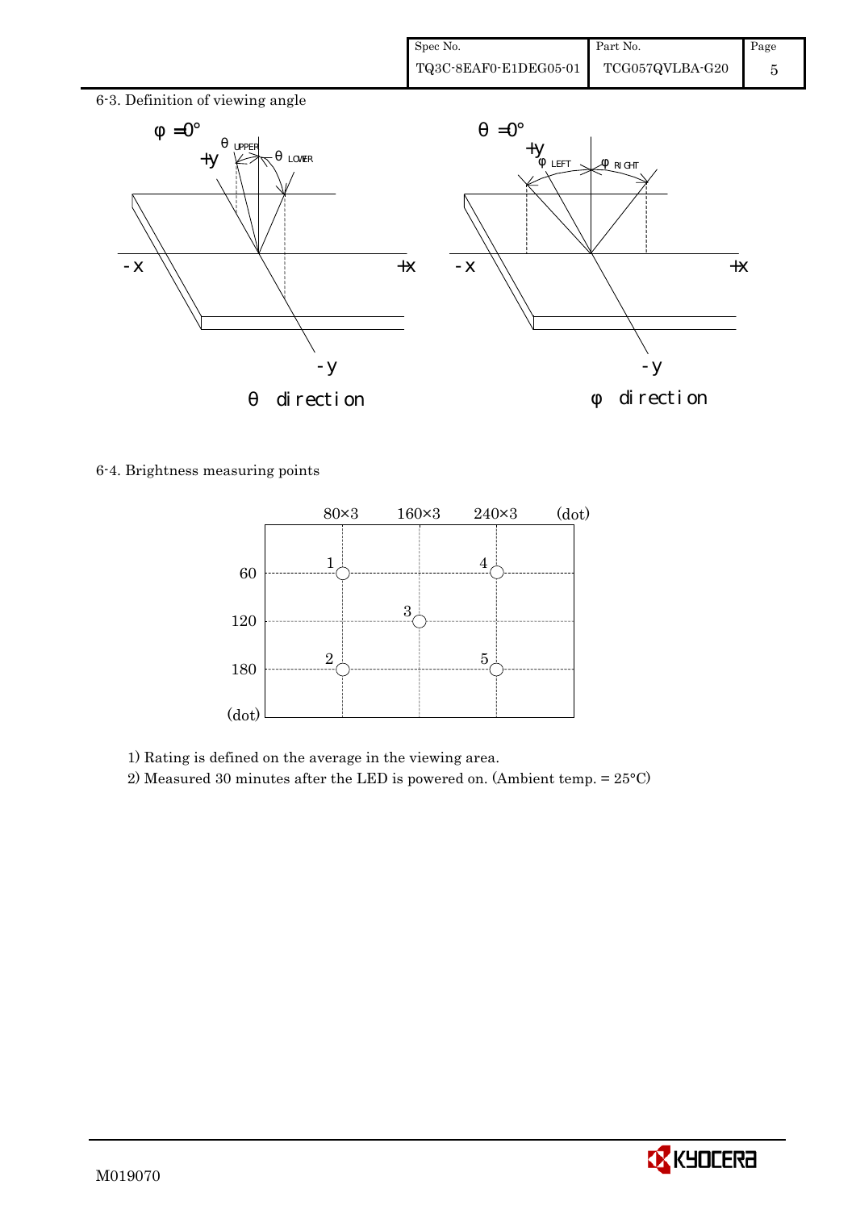6-3. Definition of viewing angle

6-4. Brightness measuring points

1) Rating is defined on the average in the viewing area.

2) Measured 30 minutes after the LED is powered on. (Ambient temp. = 25°C)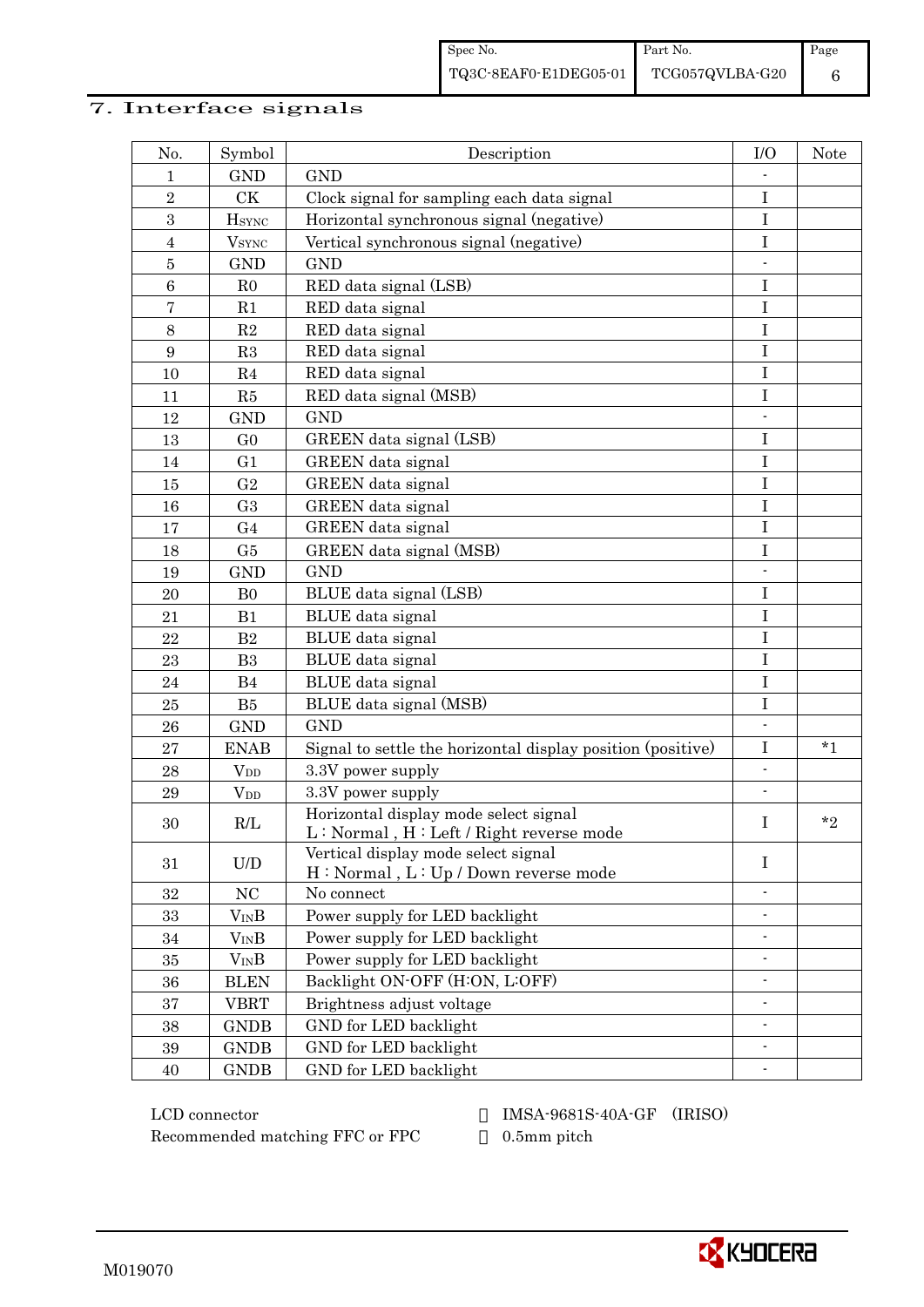## 7. Interface signals

| No. | Symbol | Description | I/O | Note |
|---|---|---|---|---|
| 1 | GND | GND | - | |
| 2 | CK | Clock signal for sampling each data signal | I | |
| 3 | $H_{SYNC}$ | Horizontal synchronous signal (negative) | I | |
| 4 | $V_{SYNC}$ | Vertical synchronous signal (negative) | I | |
| 5 | GND | GND | - | |
| 6 | R0 | RED data signal (LSB) | I | |
| 7 | R1 | RED data signal | I | |
| 8 | R2 | RED data signal | I | |
| 9 | R3 | RED data signal | I | |
| 10 | R4 | RED data signal | I | |
| 11 | R5 | RED data signal (MSB) | I | |
| 12 | GND | GND | - | |
| 13 | G0 | GREEN data signal (LSB) | I | |
| 14 | G1 | GREEN data signal | I | |
| 15 | G2 | GREEN data signal | I | |
| 16 | G3 | GREEN data signal | I | |
| 17 | G4 | GREEN data signal | I | |
| 18 | G5 | GREEN data signal (MSB) | I | |
| 19 | GND | GND | - | |
| 20 | B0 | BLUE data signal (LSB) | I | |
| 21 | B1 | BLUE data signal | I | |
| 22 | B2 | BLUE data signal | I | |
| 23 | B3 | BLUE data signal | I | |
| 24 | B4 | BLUE data signal | I | |
| 25 | B5 | BLUE data signal (MSB) | I | |
| 26 | GND | GND | - | |
| 27 | ENAB | Signal to settle the horizontal display position (positive) | I | *1 |
| 28 | $V_{DD}$ | 3.3V power supply | - | |
| 29 | $V_{DD}$ | 3.3V power supply | - | |
| 30 | R/L | Horizontal display mode select signal<br>L : Normal , H : Left / Right reverse mode | I | *2 |
| 31 | U/D | Vertical display mode select signal<br>H : Normal , L : Up / Down reverse mode | I | |
| 32 | NC | No connect | - | |
| 33 | $V_{IN}B$ | Power supply for LED backlight | - | |
| 34 | $V_{IN}B$ | Power supply for LED backlight | - | |
| 35 | $V_{IN}B$ | Power supply for LED backlight | - | |
| 36 | BLEN | Backlight ON-OFF (H:ON, L:OFF) | - | |
| 37 | VBRT | Brightness adjust voltage | - | |
| 38 | GNDB | GND for LED backlight | - | |
| 39 | GNDB | GND for LED backlight | - | |
| 40 | GNDB | GND for LED backlight | - | |

LCD connector : IMSA-9681S-40A-GF (IRISO)
Recommended matching FFC or FPC : 0.5mm pitch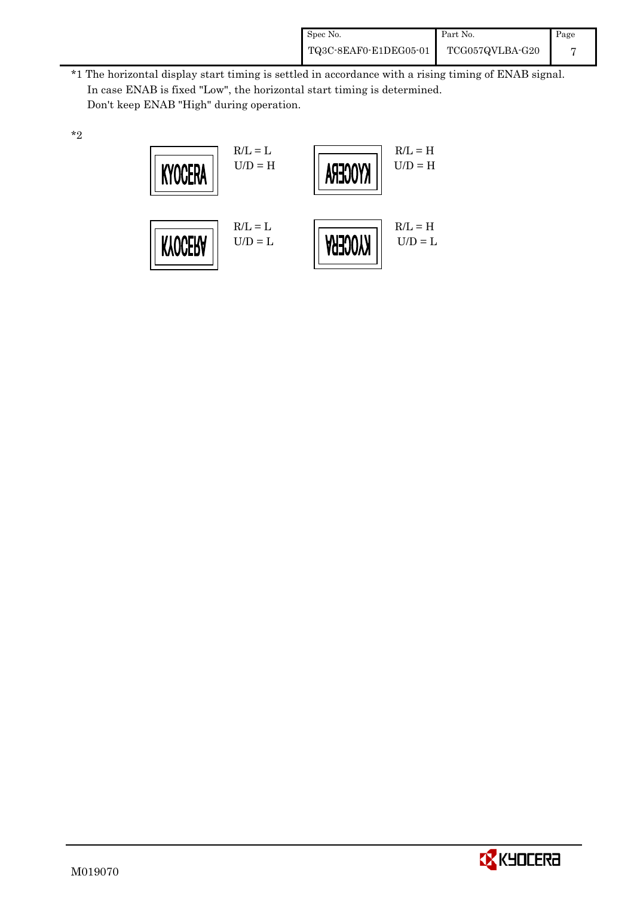*1 The horizontal display start timing is settled in accordance with a rising timing of ENAB signal.
In case ENAB is fixed "Low", the horizontal start timing is determined.
Don't keep ENAB "High" during operation.

*2

| Display | Setting | Display | Setting |
|---|---|---|---|
| KYOCERA | R/L = L, U/D = H | KYOCERA (mirrored horizontally) | R/L = H, U/D = H |
| KYOCERA (flipped vertically) | R/L = L, U/D = L | KYOCERA (rotated 180°) | R/L = H, U/D = L |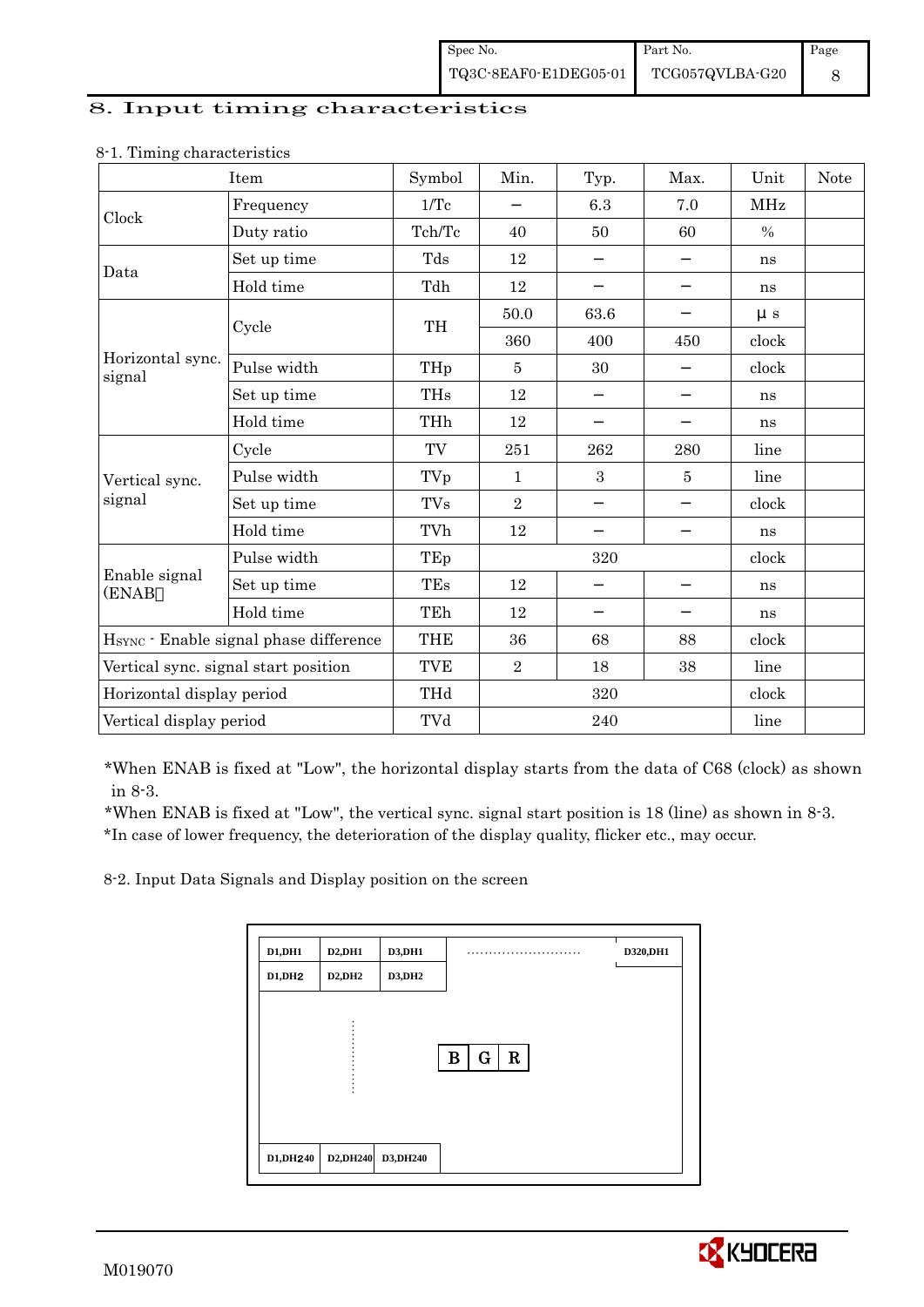# 8. Input timing characteristics

8-1. Timing characteristics

| Item | | Symbol | Min. | Typ. | Max. | Unit | Note |
|---|---|---|---|---|---|---|---|
| Clock | Frequency | 1/Tc | – | 6.3 | 7.0 | MHz | |
| | Duty ratio | Tch/Tc | 40 | 50 | 60 | % | |
| Data | Set up time | Tds | 12 | – | – | ns | |
| | Hold time | Tdh | 12 | – | – | ns | |
| Horizontal sync. signal | Cycle | TH | 50.0 | 63.6 | – | μ s | |
| | | | 360 | 400 | 450 | clock | |
| | Pulse width | THp | 5 | 30 | – | clock | |
| | Set up time | THs | 12 | – | – | ns | |
| | Hold time | THh | 12 | – | – | ns | |
| Vertical sync. signal | Cycle | TV | 251 | 262 | 280 | line | |
| | Pulse width | TVp | 1 | 3 | 5 | line | |
| | Set up time | TVs | 2 | – | – | clock | |
| | Hold time | TVh | 12 | – | – | ns | |
| Enable signal (ENAB) | Pulse width | TEp | | 320 | | clock | |
| | Set up time | TEs | 12 | – | – | ns | |
| | Hold time | TEh | 12 | – | – | ns | |
| $H_{SYNC}$ - Enable signal phase difference | | THE | 36 | 68 | 88 | clock | |
| Vertical sync. signal start position | | TVE | 2 | 18 | 38 | line | |
| Horizontal display period | | THd | | 320 | | clock | |
| Vertical display period | | TVd | | 240 | | line | |

*When ENAB is fixed at "Low", the horizontal display starts from the data of C68 (clock) as shown in 8-3.
*When ENAB is fixed at "Low", the vertical sync. signal start position is 18 (line) as shown in 8-3.
*In case of lower frequency, the deterioration of the display quality, flicker etc., may occur.

8-2. Input Data Signals and Display position on the screen

| D1,DH1 | D2,DH1 | D3,DH1 | ......... | D320,DH1 |
|---|---|---|---|---|
| D1,DH2 | D2,DH2 | D3,DH2 | | |
| | ⋮ | | B G R | |
| D1,DH240 | D2,DH240 | D3,DH240 | | |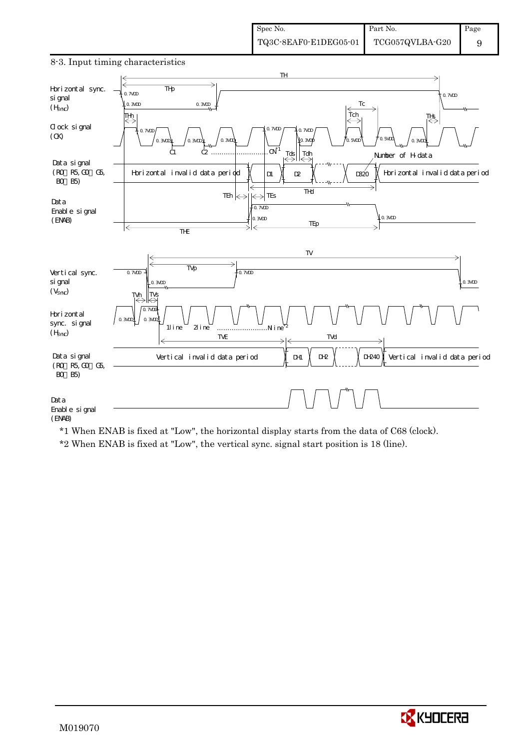## 8-3. Input timing characteristics

Horizontal sync. signal ($H_{SYNC}$)

Clock signal (CK)

Data signal (R0～R5, G0～G5, B0～B5)

Data Enable signal (ENAB)

TH, THp, THh, THs, Tc, Tch, Tds, Tdh, THd, TEh, TEs, TEp, THE

0.7VDD, 0.3VDD, 0.5VDD

C1, C2 ……………………. CN*1

Horizontal invalid data period | D1 | D2 | D320 | Horizontal invalid data period

Number of H-data

Vertical sync. signal ($V_{SYNC}$)

Horizontal sync. signal ($H_{SYNC}$)

Data signal (R0～R5, G0～G5, B0～B5)

Data Enable signal (ENAB)

TV, TVp, TVh, TVs, TVE, TVd

1line 2line ……………………. Nline*2

Vertical invalid data period | DH1 | DH2 | DH240 | Vertical invalid data period

*1 When ENAB is fixed at "Low", the horizontal display starts from the data of C68 (clock).

*2 When ENAB is fixed at "Low", the vertical sync. signal start position is 18 (line).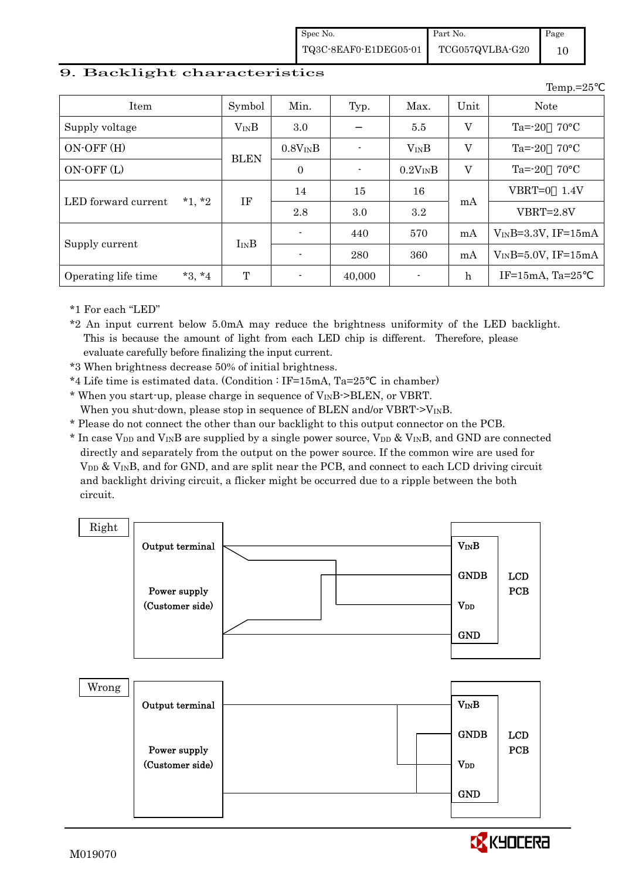## 9. Backlight characteristics

Temp.=25℃

| Item | | Symbol | Min. | Typ. | Max. | Unit | Note |
|---|---|---|---|---|---|---|---|
| Supply voltage | | $V_{IN}B$ | 3.0 | − | 5.5 | V | Ta=-20～70°C |
| ON-OFF (H) | | BLEN | $0.8V_{IN}B$ | - | $V_{IN}B$ | V | Ta=-20～70°C |
| ON-OFF (L) | | | 0 | - | $0.2V_{IN}B$ | V | Ta=-20～70°C |
| LED forward current | *1, *2 | IF | 14 | 15 | 16 | mA | VBRT=0～1.4V |
| | | | 2.8 | 3.0 | 3.2 | | VBRT=2.8V |
| Supply current | | $I_{IN}B$ | - | 440 | 570 | mA | $V_{IN}B$=3.3V, IF=15mA |
| | | | - | 280 | 360 | mA | $V_{IN}B$=5.0V, IF=15mA |
| Operating life time | *3, *4 | T | - | 40,000 | - | h | IF=15mA, Ta=25℃ |

*1 For each "LED"

*2 An input current below 5.0mA may reduce the brightness uniformity of the LED backlight. This is because the amount of light from each LED chip is different. Therefore, please evaluate carefully before finalizing the input current.

*3 When brightness decrease 50% of initial brightness.

*4 Life time is estimated data. (Condition : IF=15mA, Ta=25℃ in chamber)

* When you start-up, please charge in sequence of $V_{IN}B$->BLEN, or VBRT. When you shut-down, please stop in sequence of BLEN and/or VBRT->$V_{IN}B$.

* Please do not connect the other than our backlight to this output connector on the PCB.

* In case $V_{DD}$ and $V_{IN}B$ are supplied by a single power source, $V_{DD}$ & $V_{IN}B$, and GND are connected directly and separately from the output on the power source. If the common wire are used for $V_{DD}$ & $V_{IN}B$, and for GND, and are split near the PCB, and connect to each LCD driving circuit and backlight driving circuit, a flicker might be occurred due to a ripple between the both circuit.

Right

Output terminal — Power supply (Customer side) — $V_{IN}B$, GNDB, $V_{DD}$, GND — LCD PCB

Wrong

Output terminal — Power supply (Customer side) — $V_{IN}B$, GNDB, $V_{DD}$, GND — LCD PCB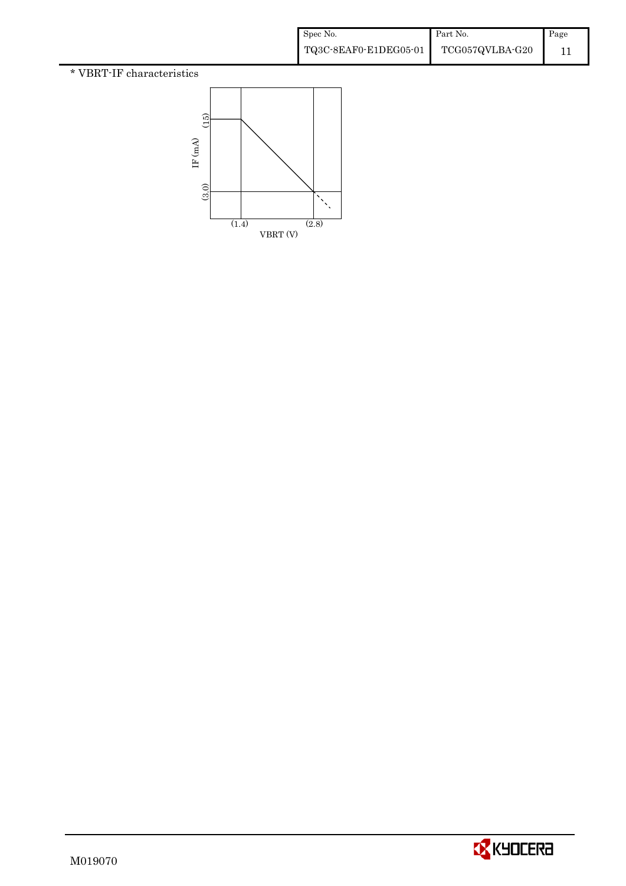* VBRT-IF characteristics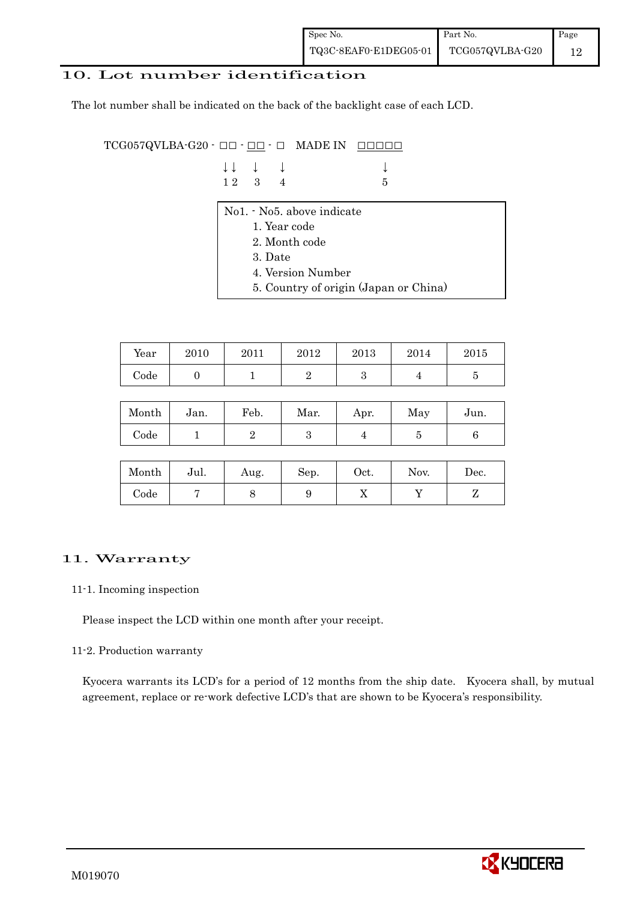## 10. Lot number identification

The lot number shall be indicated on the back of the backlight case of each LCD.

```
TCG057QVLBA-G20 - □□ - □□ - □   MADE IN  □□□□□
                  ↓↓    ↓    ↓              ↓
                  1 2   3    4              5
```

No1. - No5. above indicate

1. Year code
2. Month code
3. Date
4. Version Number
5. Country of origin (Japan or China)

| Year | 2010 | 2011 | 2012 | 2013 | 2014 | 2015 |
|---|---|---|---|---|---|---|
| Code | 0 | 1 | 2 | 3 | 4 | 5 |

| Month | Jan. | Feb. | Mar. | Apr. | May | Jun. |
|---|---|---|---|---|---|---|
| Code | 1 | 2 | 3 | 4 | 5 | 6 |

| Month | Jul. | Aug. | Sep. | Oct. | Nov. | Dec. |
|---|---|---|---|---|---|---|
| Code | 7 | 8 | 9 | X | Y | Z |

## 11. Warranty

### 11-1. Incoming inspection

Please inspect the LCD within one month after your receipt.

### 11-2. Production warranty

Kyocera warrants its LCD's for a period of 12 months from the ship date. Kyocera shall, by mutual agreement, replace or re-work defective LCD's that are shown to be Kyocera's responsibility.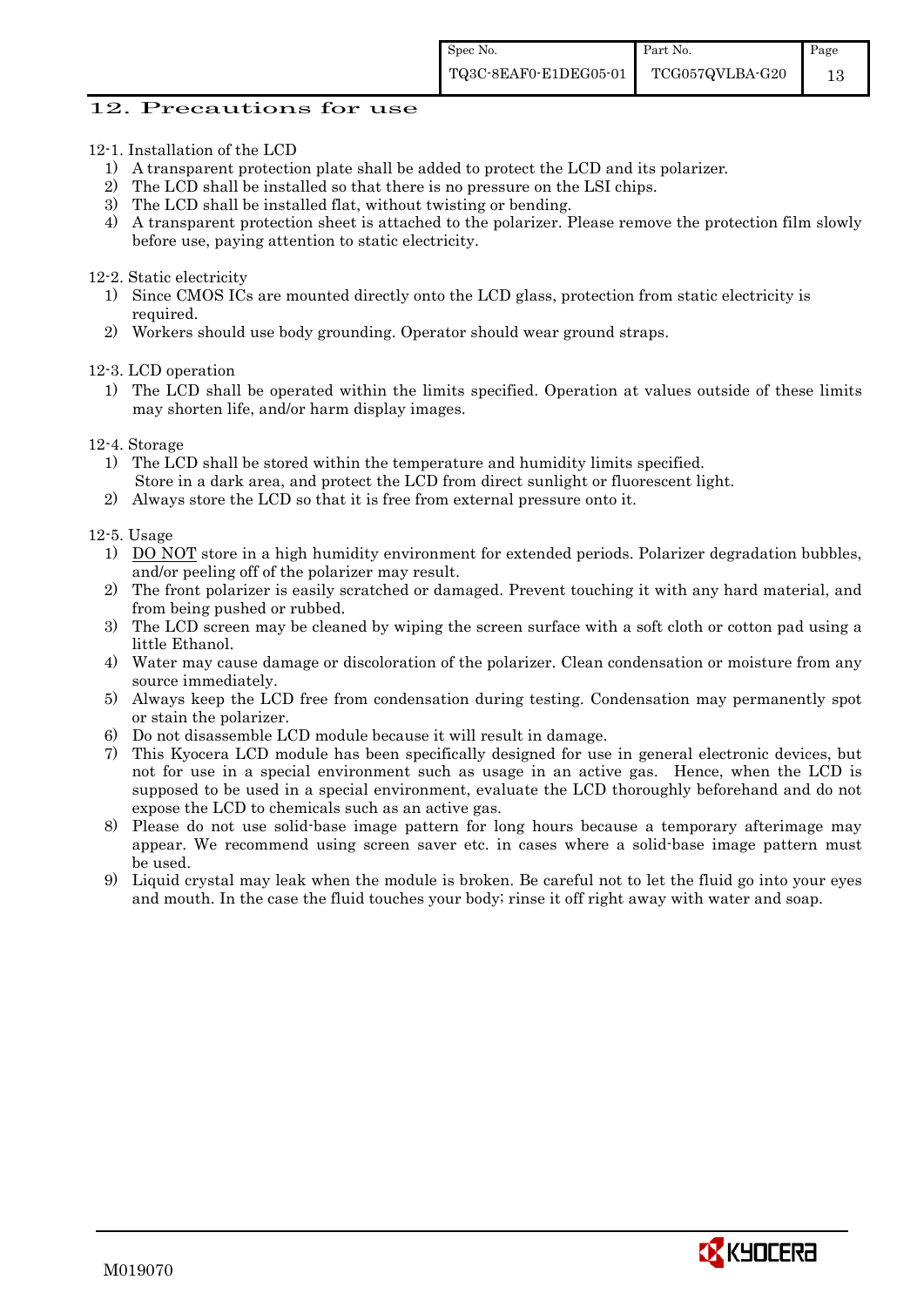## 12. Precautions for use

12-1. Installation of the LCD

1) A transparent protection plate shall be added to protect the LCD and its polarizer.
2) The LCD shall be installed so that there is no pressure on the LSI chips.
3) The LCD shall be installed flat, without twisting or bending.
4) A transparent protection sheet is attached to the polarizer. Please remove the protection film slowly before use, paying attention to static electricity.

12-2. Static electricity

1) Since CMOS ICs are mounted directly onto the LCD glass, protection from static electricity is required.
2) Workers should use body grounding. Operator should wear ground straps.

12-3. LCD operation

1) The LCD shall be operated within the limits specified. Operation at values outside of these limits may shorten life, and/or harm display images.

12-4. Storage

1) The LCD shall be stored within the temperature and humidity limits specified.
   Store in a dark area, and protect the LCD from direct sunlight or fluorescent light.
2) Always store the LCD so that it is free from external pressure onto it.

12-5. Usage

1) DO NOT store in a high humidity environment for extended periods. Polarizer degradation bubbles, and/or peeling off of the polarizer may result.
2) The front polarizer is easily scratched or damaged. Prevent touching it with any hard material, and from being pushed or rubbed.
3) The LCD screen may be cleaned by wiping the screen surface with a soft cloth or cotton pad using a little Ethanol.
4) Water may cause damage or discoloration of the polarizer. Clean condensation or moisture from any source immediately.
5) Always keep the LCD free from condensation during testing. Condensation may permanently spot or stain the polarizer.
6) Do not disassemble LCD module because it will result in damage.
7) This Kyocera LCD module has been specifically designed for use in general electronic devices, but not for use in a special environment such as usage in an active gas. Hence, when the LCD is supposed to be used in a special environment, evaluate the LCD thoroughly beforehand and do not expose the LCD to chemicals such as an active gas.
8) Please do not use solid-base image pattern for long hours because a temporary afterimage may appear. We recommend using screen saver etc. in cases where a solid-base image pattern must be used.
9) Liquid crystal may leak when the module is broken. Be careful not to let the fluid go into your eyes and mouth. In the case the fluid touches your body; rinse it off right away with water and soap.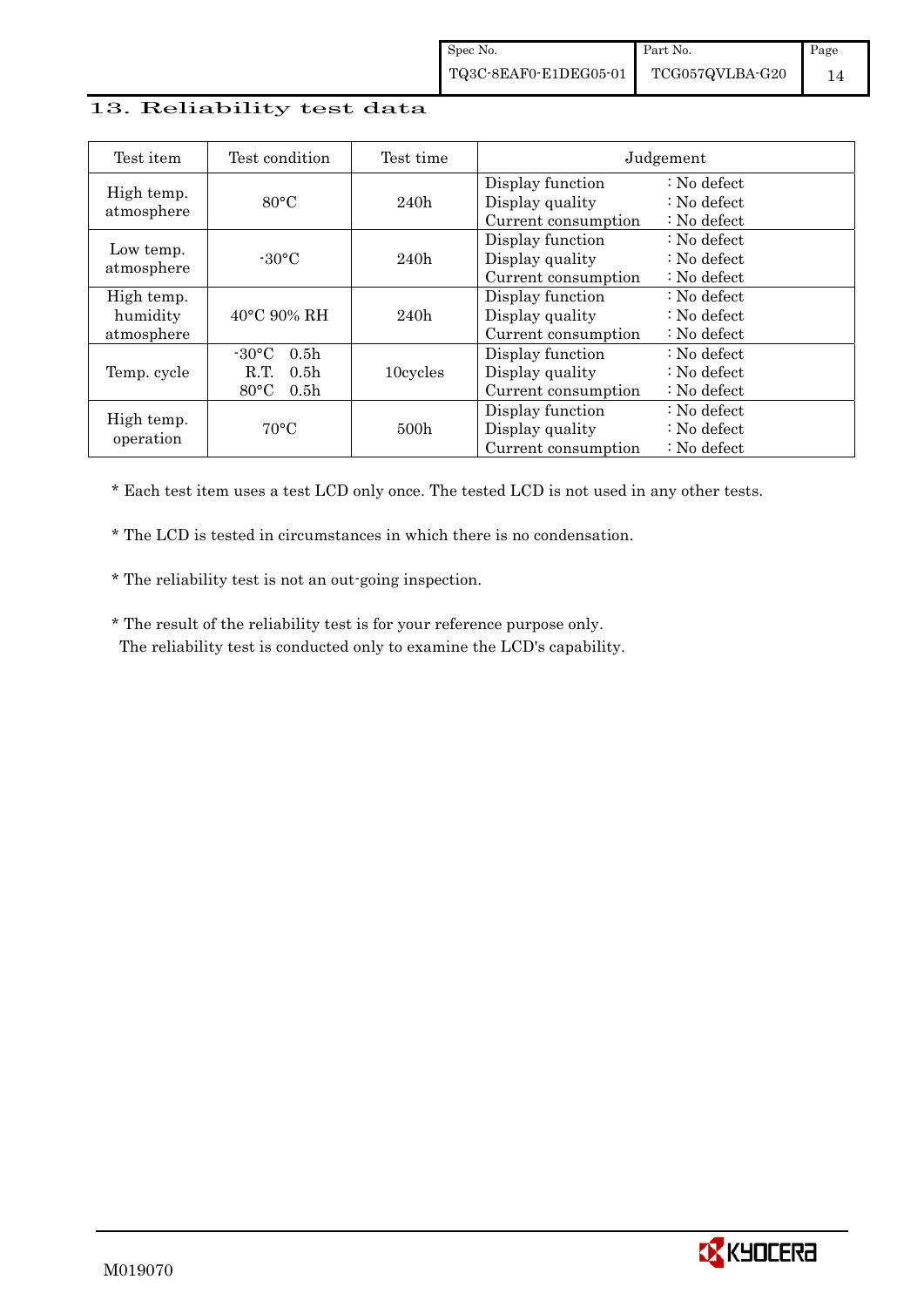## 13. Reliability test data

| Test item | Test condition | Test time | Judgement |
|---|---|---|---|
| High temp. atmosphere | 80°C | 240h | Display function : No defect<br>Display quality : No defect<br>Current consumption : No defect |
| Low temp. atmosphere | -30°C | 240h | Display function : No defect<br>Display quality : No defect<br>Current consumption : No defect |
| High temp. humidity atmosphere | 40°C 90% RH | 240h | Display function : No defect<br>Display quality : No defect<br>Current consumption : No defect |
| Temp. cycle | -30°C 0.5h<br>R.T. 0.5h<br>80°C 0.5h | 10cycles | Display function : No defect<br>Display quality : No defect<br>Current consumption : No defect |
| High temp. operation | 70°C | 500h | Display function : No defect<br>Display quality : No defect<br>Current consumption : No defect |

* Each test item uses a test LCD only once. The tested LCD is not used in any other tests.

* The LCD is tested in circumstances in which there is no condensation.

* The reliability test is not an out-going inspection.

* The result of the reliability test is for your reference purpose only.
  The reliability test is conducted only to examine the LCD's capability.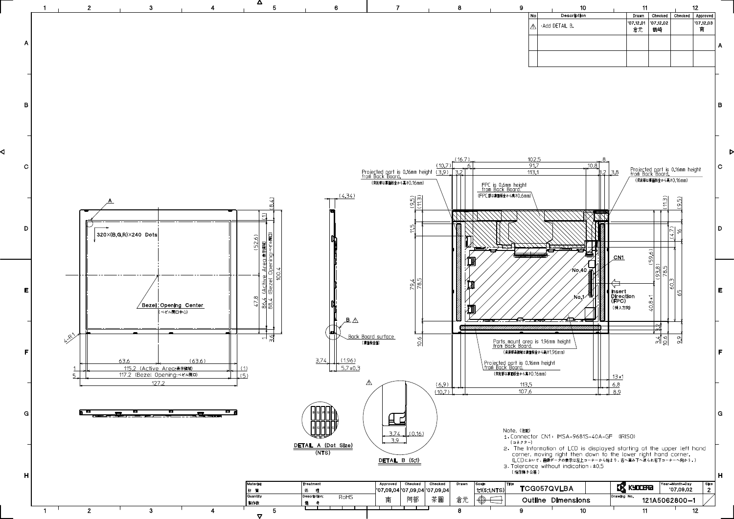| No | Description | Drawn | Checked | Checked | Approved |
|---|---|---|---|---|---|
| ⚠ | ・Add DETAIL B. | '07.12.01 倉元 | '07.12.02 鶴崎 | | '07.12.03 南 |
| | | | | | |
| | | | | | |

Projected part is 0.16mm height from Back Board.
(突起部は裏面板金から高さ0.16mm)

FPC is 0.6mm height from Back Board.
(FPC部は裏面板金から高さ0.6mm)

Projected part is 0.16mm height from Back Board.
(突起部は裏面板金から高さ0.16mm)

320×(B,G,R)×240 Dots

Bezel Opening Center
(ベゼル開口中心)

86.4 (Active Area:表示領域)

88.4 (Bezel Opening:ベゼル開口)

115.2 (Active Area:表示領域)

117.2 (Bezel Opening:ベゼル開口)

CN1

No.40

No.1

Insert Direction (FPC)
(挿入方向)

Back Board surface
(裏面板金面)

Parts mount area is 1.96mm height from Back Board.
(実装部品領域は裏面板金から高さ1.96mm)

Projected part is 0.16mm height from Back Board.
(突起部は裏面板金から高さ0.16mm)

DETAIL A (Dot Size)
(NTS)

DETAIL B (5:1)

Note. (注記)

1. Connector CN1 : IMSA-9681S-40A-GF (IRISO)
(コネクター)
2. The Information of LCD is displayed starting at the upper left hand corner, moving right then down to the lower right hand corner.
(LCDにおいて、画像データの表示は左上コーナーから始まり、右へ進み下へ送られ右下コーナーへ向かう。)
3. Tolerance without indication : ±0.5
(指示無き公差)

| Material 材質 | Treatment 処理 | Approved | Checked | Checked | Drawn | Scale | Title | | Year-Month-Day | Size |
|---|---|---|---|---|---|---|---|---|---|---|
| | | '07.09.04 | '07.09.04 | '07.09.04 | | 1:1(5:1,NTS) | TCG057QVLBA | KYOCERA | '07.09.02 | 2 |
| Quantity 製作数 | Description 備考: RoHS | 南 | 阿部 | 茶圓 | 倉元 | | Outline Dimensions | Drawing No. | 121A5062800-1 | |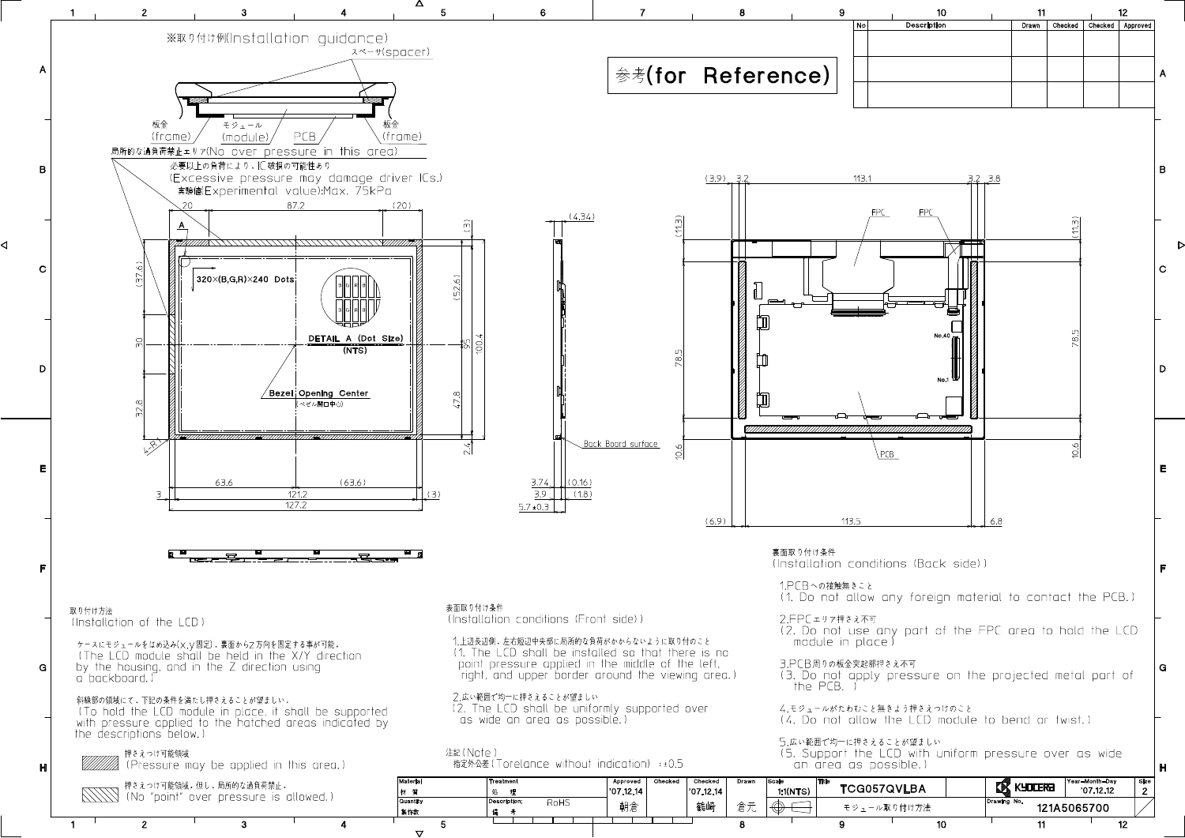※取り付け例(Installation guidance)

参考(for Reference)

| No | Description | Drawn | Checked | Checked | Approved |
|---|---|---|---|---|---|
| | | | | | |
| | | | | | |

スペーサ(spacer)

板金 (frame)　モジュール (module)　PCB　板金 (frame)

局所的な過負荷禁止エリア(No over pressure in this area)

必要以上の負荷により，IC破損の可能性あり
(Excessive pressure may damage driver ICs.)
実験値(Experimental value):Max. 75kPa

320×(B,G,R)×240 Dots

DETAIL A (Dot Size) (NTS)

Bezel Opening Center (ベゼル開口中心)

Back Board surface

FPC　FPC　PCB　No.40　No.1

## 取り付け方法 (Installation of the LCD)

ケースにモジュールをはめ込み(x,y固定)，裏面からz方向を固定する事が可能。
(The LCD module shall be held in the X/Y direction by the housing, and in the Z direction using a backboard.)

斜線部の領域にて，下記の条件を満たし押さえることが望ましい。
(To hold the LCD module in place, it shall be supported with pressure applied to the hatched areas indicated by the descriptions below.)

押さえつけ可能領域 (Pressure may be applied in this area.)

押さえつけ可能領域，但し，局所的な過負荷禁止。(No "point" over pressure is allowed.)

## 表面取り付け条件 (Installation conditions (Front side))

1.上辺長辺側，左右短辺中央部に局所的な負荷がかからないように取り付けのこと
(1. The LCD shall be installed so that there is no point pressure applied in the middle of the left, right, and upper border around the viewing area.)

2.広い範囲で均一に押さえることが望ましい
(2. The LCD shall be uniformly supported over as wide an area as possible.)

注記(Note)
指定外公差(Torelance without indication) : ±0.5

## 裏面取り付け条件 (Installation conditions (Back side))

1.PCBへの接触無きこと
(1. Do not allow any foreign material to contact the PCB.)

2.FPCエリア押さえ不可
(2. Do not use any part of the FPC area to hold the LCD module in place)

3.PCB周りの板金突起部押さえ不可
(3. Do not apply pressure on the projected metal part of the PCB. )

4.モジュールがたわむこと無きよう押さえつけのこと
(4. Do not allow the LCD module to bend or twist.)

5.広い範囲で均一に押さえることが望ましい
(5. Support the LCD with uniform pressure over as wide an area as possible.)

| Material 材質 | Treatment 処理 | Approved '07.12.14 | Checked | Checked '07.12.14 | Drawn | Scale 1:1(NTS) | Title TCG057QVLBA | KYOCERA | Year-Month-Day '07.12.12 | Size 2 |
|---|---|---|---|---|---|---|---|---|---|---|
| Quantity 製作数 | Description; 備考 RoHS | 朝倉 | | 鶴崎 | 倉元 | | モジュール取り付け方法 | Drawing No. 121A5065700 | | |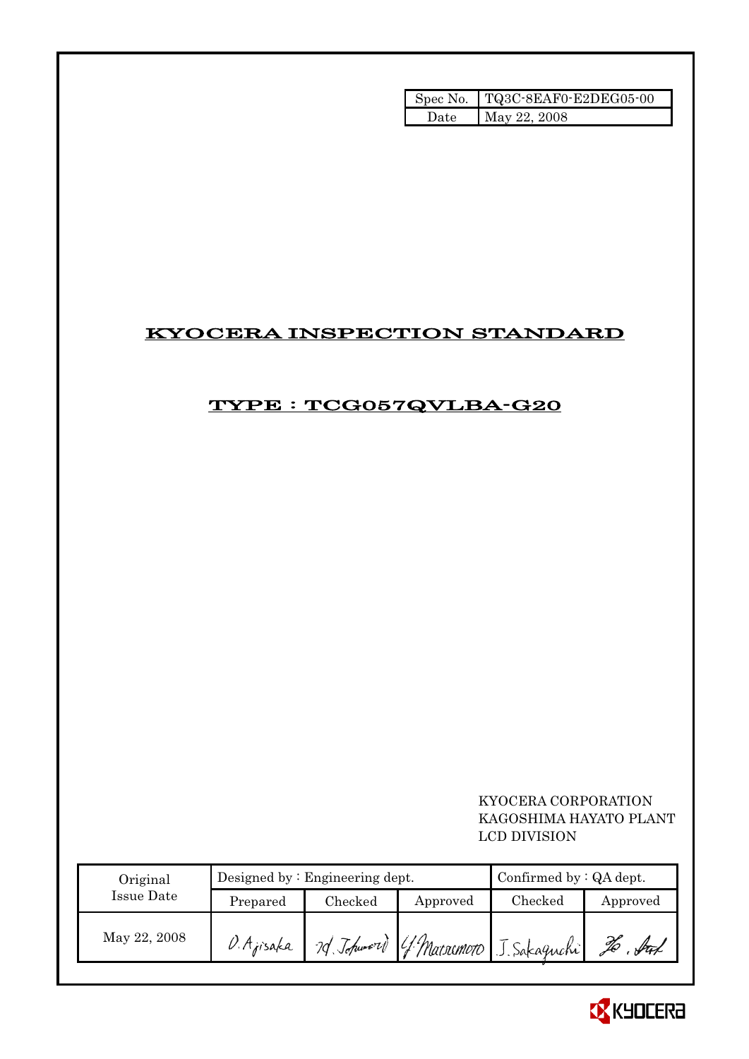| Spec No. | TQ3C-8EAF0-E2DEG05-00 |
| --- | --- |
| Date | May 22, 2008 |

# KYOCERA INSPECTION STANDARD

## TYPE : TCG057QVLBA-G20

KYOCERA CORPORATION
KAGOSHIMA HAYATO PLANT
LCD DIVISION

| Original Issue Date | Designed by : Engineering dept. | | | Confirmed by : QA dept. | |
| --- | --- | --- | --- | --- | --- |
| | Prepared | Checked | Approved | Checked | Approved |
| May 22, 2008 | O. Ajisaka | M. Tokunori | Y. Matsumoto | J. Sakaguchi | Ko. Ord |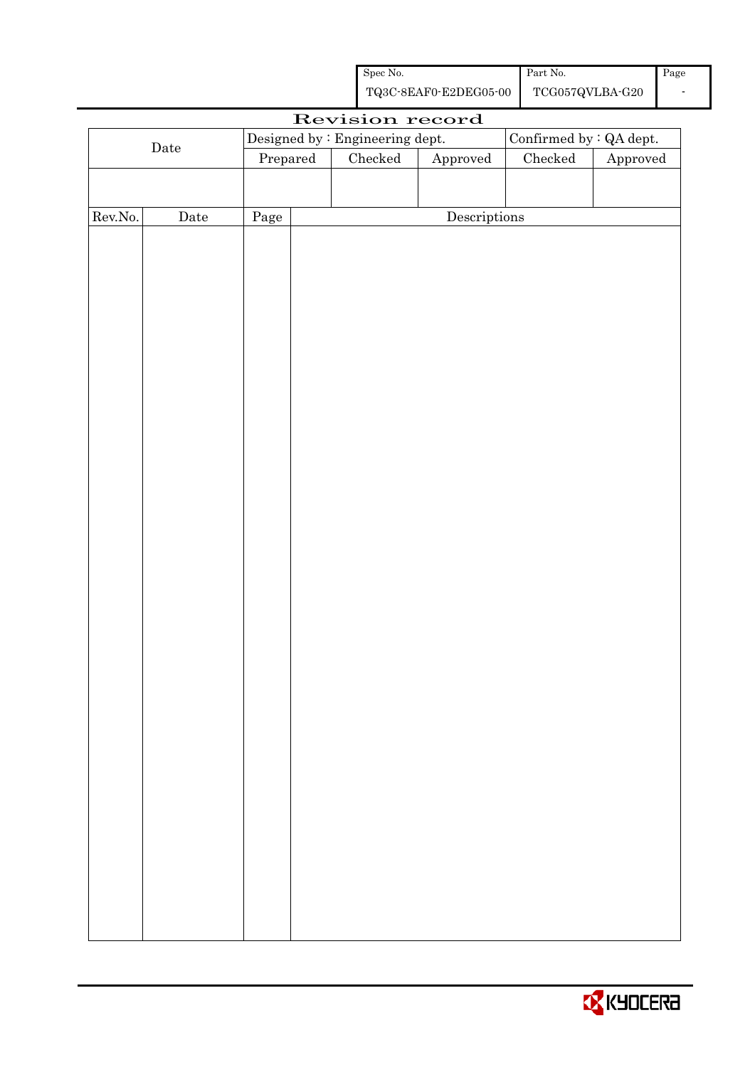| Spec No. | Part No. | Page |
|---|---|---|
| TQ3C-8EAF0-E2DEG05-00 | TCG057QVLBA-G20 | - |

# Revision record

| Date | Designed by : Engineering dept. | | | Confirmed by : QA dept. | |
|---|---|---|---|---|---|
| | Prepared | Checked | Approved | Checked | Approved |
| | | | | | |

| Rev.No. | Date | Page | Descriptions |
|---|---|---|---|
| | | | |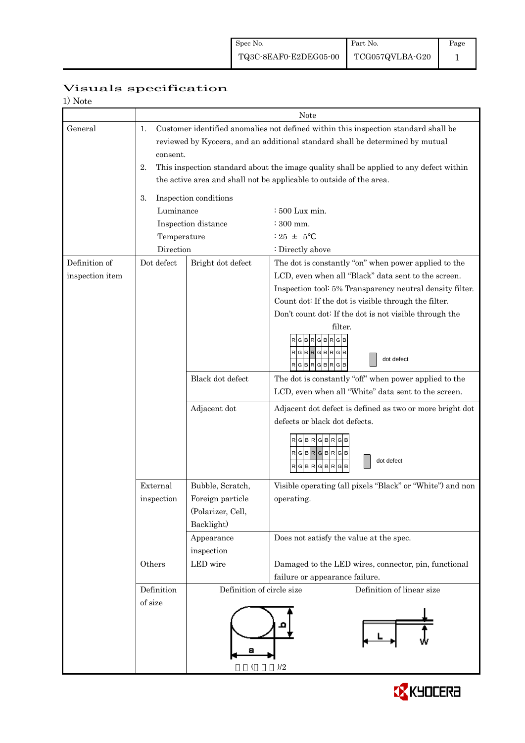| Spec No. | Part No. | Page |
|---|---|---|
| TQ3C-8EAF0-E2DEG05-00 | TCG057QVLBA-G20 | 1 |

# Visuals specification

1) Note

| | Note | | |
|---|---|---|---|
| General | 1. Customer identified anomalies not defined within this inspection standard shall be reviewed by Kyocera, and an additional standard shall be determined by mutual consent.<br>2. This inspection standard about the image quality shall be applied to any defect within the active area and shall not be applicable to outside of the area.<br>3. Inspection conditions<br>Luminance : 500 Lux min.<br>Inspection distance : 300 mm.<br>Temperature : 25 ± 5℃<br>Direction : Directly above | | |
| Definition of inspection item | Dot defect | Bright dot defect | The dot is constantly "on" when power applied to the LCD, even when all "Black" data sent to the screen.<br>Inspection tool: 5% Transparency neutral density filter.<br>Count dot: If the dot is visible through the filter.<br>Don't count dot: If the dot is not visible through the filter.<br>(R G B R G B R G B grid with one dot defect) dot defect |
| | | Black dot defect | The dot is constantly "off" when power applied to the LCD, even when all "White" data sent to the screen. |
| | | Adjacent dot | Adjacent dot defect is defined as two or more bright dot defects or black dot defects.<br>(R G B R G B R G B grid with two adjacent dot defects) dot defect |
| | External inspection | Bubble, Scratch, Foreign particle (Polarizer, Cell, Backlight) | Visible operating (all pixels "Black" or "White") and non operating. |
| | | Appearance inspection | Does not satisfy the value at the spec. |
| | Others | LED wire | Damaged to the LED wires, connector, pin, functional failure or appearance failure. |
| | Definition of size | Definition of circle size: a, b; size = (a + b)/2 | Definition of linear size: L, W |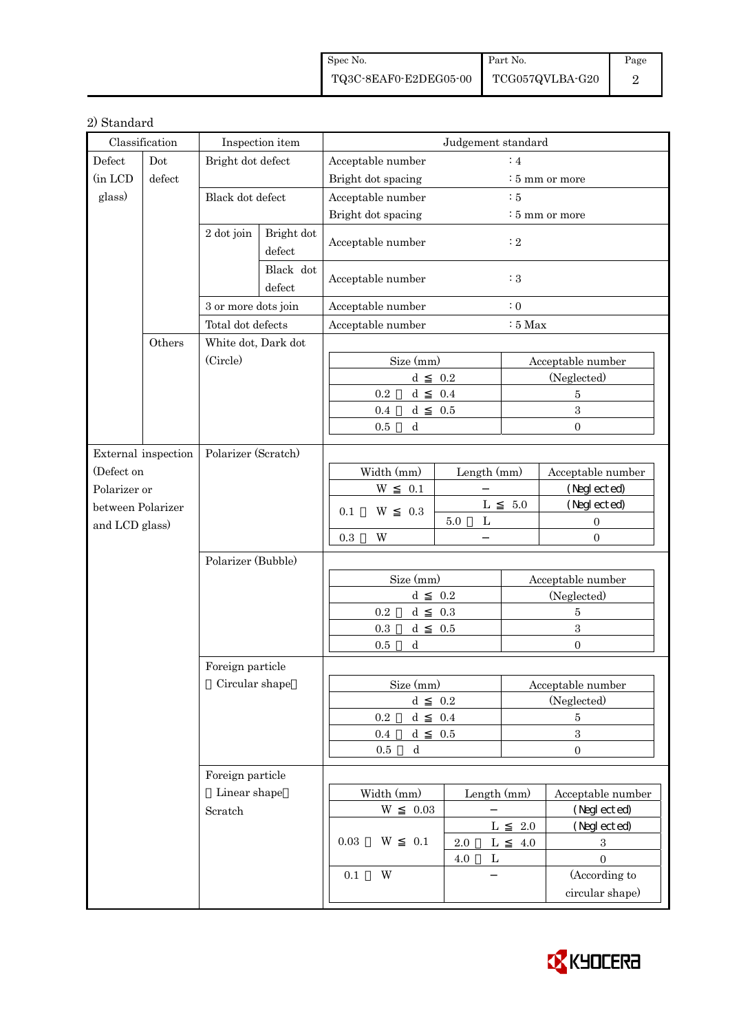2) Standard

| Classification | | Inspection item | | Judgement standard |
|---|---|---|---|---|
| Defect (in LCD glass) | Dot defect | Bright dot defect | | Acceptable number : 4<br>Bright dot spacing : 5 mm or more |
| | | Black dot defect | | Acceptable number : 5<br>Bright dot spacing : 5 mm or more |
| | | 2 dot join | Bright dot defect | Acceptable number : 2 |
| | | | Black dot defect | Acceptable number : 3 |
| | | 3 or more dots join | | Acceptable number : 0 |
| | | Total dot defects | | Acceptable number : 5 Max |
| | Others | White dot, Dark dot (Circle) | | Size (mm) / Acceptable number:<br>d ≦ 0.2 : (Neglected)<br>0.2 ＜ d ≦ 0.4 : 5<br>0.4 ＜ d ≦ 0.5 : 3<br>0.5 ＜ d : 0 |
| External inspection (Defect on Polarizer or between Polarizer and LCD glass) | | Polarizer (Scratch) | | Width (mm) / Length (mm) / Acceptable number:<br>W ≦ 0.1 / − : (Neglected)<br>0.1 ＜ W ≦ 0.3 / L ≦ 5.0 : (Neglected)<br>0.1 ＜ W ≦ 0.3 / 5.0 ＜ L : 0<br>0.3 ＜ W / − : 0 |
| | | Polarizer (Bubble) | | Size (mm) / Acceptable number:<br>d ≦ 0.2 : (Neglected)<br>0.2 ＜ d ≦ 0.3 : 5<br>0.3 ＜ d ≦ 0.5 : 3<br>0.5 ＜ d : 0 |
| | | Foreign particle （Circular shape） | | Size (mm) / Acceptable number:<br>d ≦ 0.2 : (Neglected)<br>0.2 ＜ d ≦ 0.4 : 5<br>0.4 ＜ d ≦ 0.5 : 3<br>0.5 ＜ d : 0 |
| | | Foreign particle （Linear shape） Scratch | | Width (mm) / Length (mm) / Acceptable number:<br>W ≦ 0.03 / − : (Neglected)<br>0.03 ＜ W ≦ 0.1 / L ≦ 2.0 : (Neglected)<br>0.03 ＜ W ≦ 0.1 / 2.0 ＜ L ≦ 4.0 : 3<br>0.03 ＜ W ≦ 0.1 / 4.0 ＜ L : 0<br>0.1 ＜ W / − : (According to circular shape) |